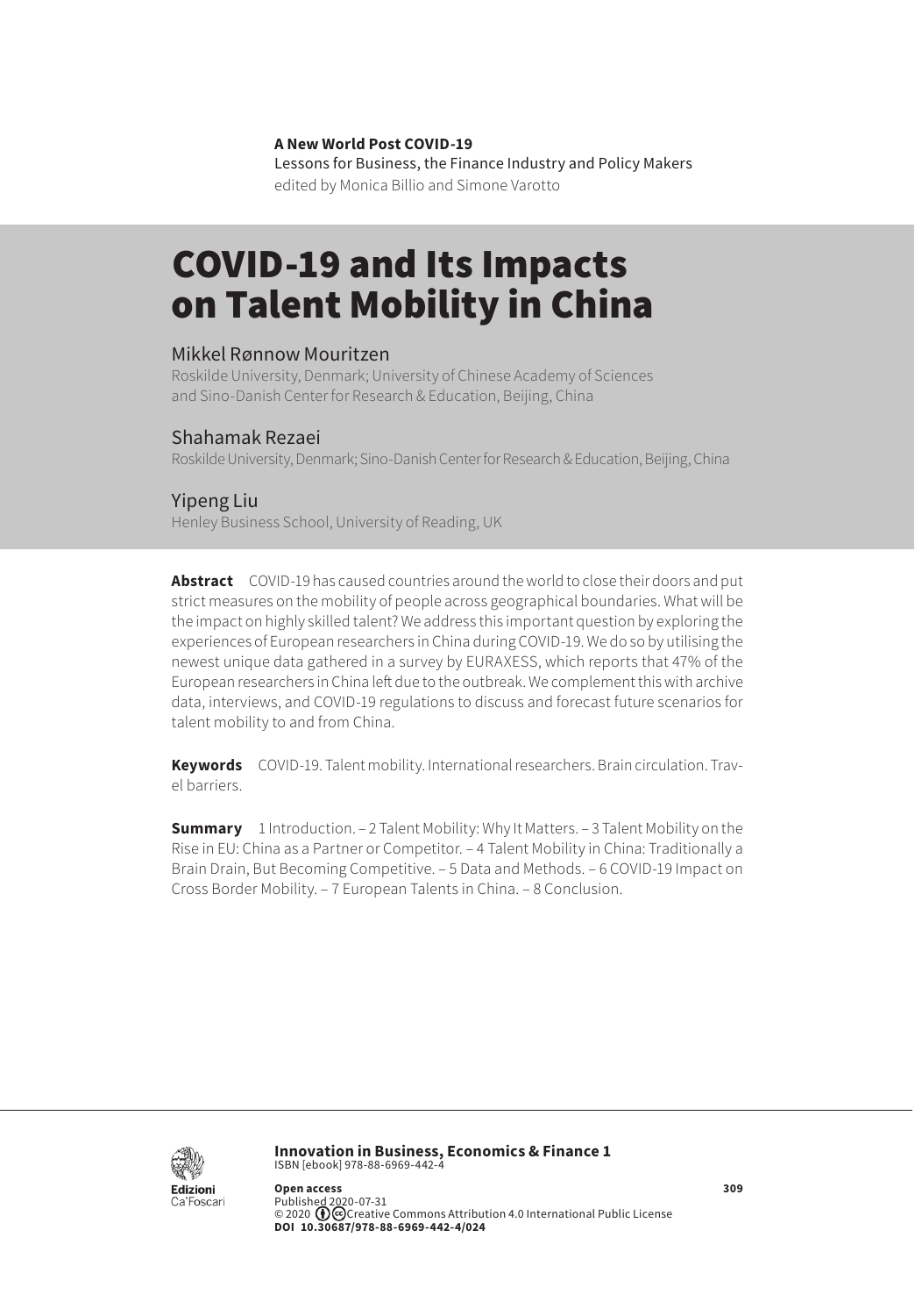**A New World Post COVID-19**
Lessons for Business, the Finance Industry and Policy Makers
edited by Monica Billio and Simone Varotto

# COVID-19 and Its Impacts on Talent Mobility in China

Mikkel Rønnow Mouritzen
Roskilde University, Denmark; University of Chinese Academy of Sciences and Sino-Danish Center for Research & Education, Beijing, China

Shahamak Rezaei
Roskilde University, Denmark; Sino-Danish Center for Research & Education, Beijing, China

Yipeng Liu
Henley Business School, University of Reading, UK

**Abstract** COVID-19 has caused countries around the world to close their doors and put strict measures on the mobility of people across geographical boundaries. What will be the impact on highly skilled talent? We address this important question by exploring the experiences of European researchers in China during COVID-19. We do so by utilising the newest unique data gathered in a survey by EURAXESS, which reports that 47% of the European researchers in China left due to the outbreak. We complement this with archive data, interviews, and COVID-19 regulations to discuss and forecast future scenarios for talent mobility to and from China.

**Keywords** COVID-19. Talent mobility. International researchers. Brain circulation. Travel barriers.

**Summary** 1 Introduction. – 2 Talent Mobility: Why It Matters. – 3 Talent Mobility on the Rise in EU: China as a Partner or Competitor. – 4 Talent Mobility in China: Traditionally a Brain Drain, But Becoming Competitive. – 5 Data and Methods. – 6 COVID-19 Impact on Cross Border Mobility. – 7 European Talents in China. – 8 Conclusion.

**Innovation in Business, Economics & Finance 1**
ISBN [ebook] 978-88-6969-442-4

**Open access**
Published 2020-07-31
© 2020 Creative Commons Attribution 4.0 International Public License
**DOI 10.30687/978-88-6969-442-4/024**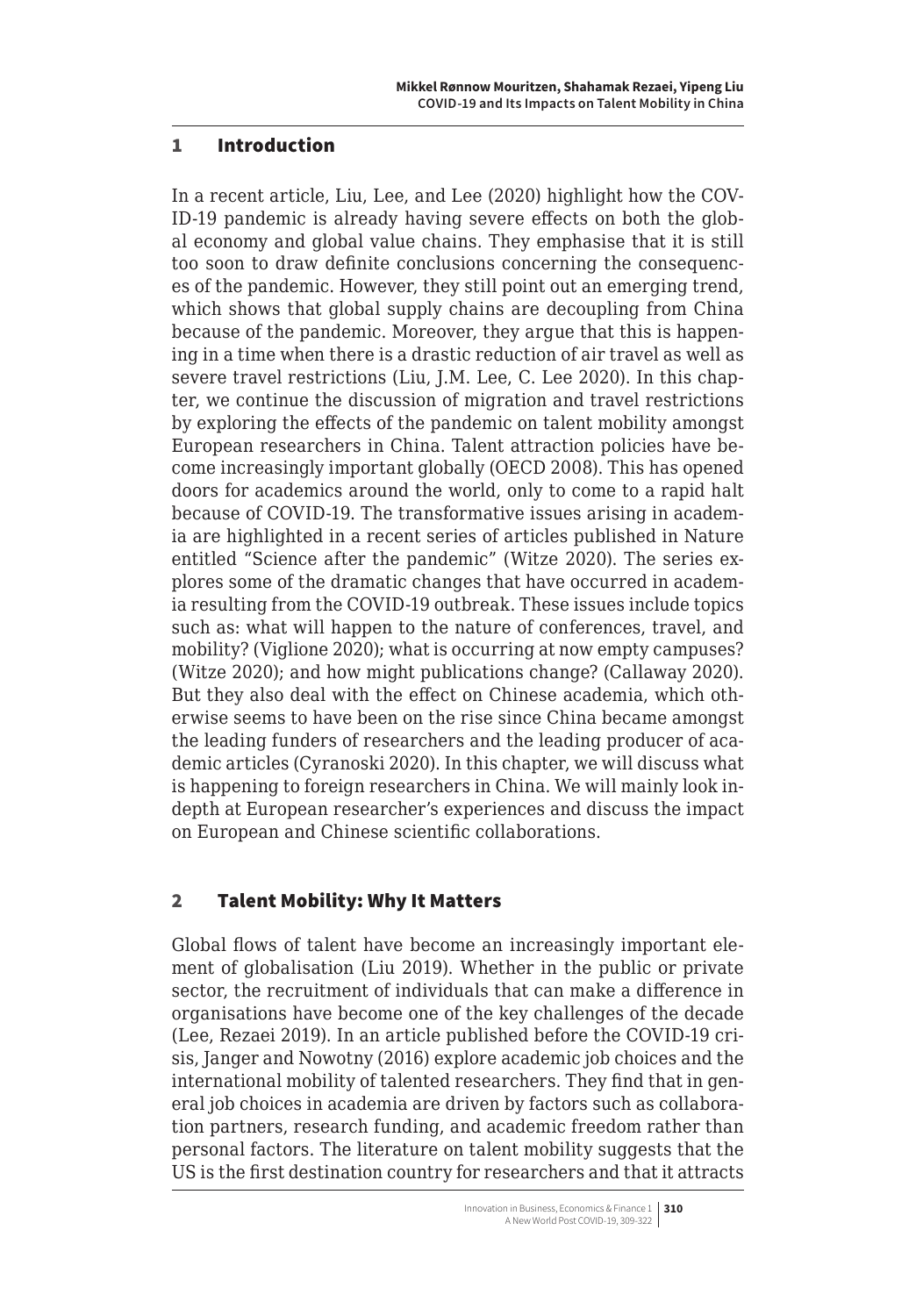## 1 Introduction

In a recent article, Liu, Lee, and Lee (2020) highlight how the COVID-19 pandemic is already having severe effects on both the global economy and global value chains. They emphasise that it is still too soon to draw definite conclusions concerning the consequences of the pandemic. However, they still point out an emerging trend, which shows that global supply chains are decoupling from China because of the pandemic. Moreover, they argue that this is happening in a time when there is a drastic reduction of air travel as well as severe travel restrictions (Liu, J.M. Lee, C. Lee 2020). In this chapter, we continue the discussion of migration and travel restrictions by exploring the effects of the pandemic on talent mobility amongst European researchers in China. Talent attraction policies have become increasingly important globally (OECD 2008). This has opened doors for academics around the world, only to come to a rapid halt because of COVID-19. The transformative issues arising in academia are highlighted in a recent series of articles published in Nature entitled "Science after the pandemic" (Witze 2020). The series explores some of the dramatic changes that have occurred in academia resulting from the COVID-19 outbreak. These issues include topics such as: what will happen to the nature of conferences, travel, and mobility? (Viglione 2020); what is occurring at now empty campuses? (Witze 2020); and how might publications change? (Callaway 2020). But they also deal with the effect on Chinese academia, which otherwise seems to have been on the rise since China became amongst the leading funders of researchers and the leading producer of academic articles (Cyranoski 2020). In this chapter, we will discuss what is happening to foreign researchers in China. We will mainly look indepth at European researcher's experiences and discuss the impact on European and Chinese scientific collaborations.

## 2 Talent Mobility: Why It Matters

Global flows of talent have become an increasingly important element of globalisation (Liu 2019). Whether in the public or private sector, the recruitment of individuals that can make a difference in organisations have become one of the key challenges of the decade (Lee, Rezaei 2019). In an article published before the COVID-19 crisis, Janger and Nowotny (2016) explore academic job choices and the international mobility of talented researchers. They find that in general job choices in academia are driven by factors such as collaboration partners, research funding, and academic freedom rather than personal factors. The literature on talent mobility suggests that the US is the first destination country for researchers and that it attracts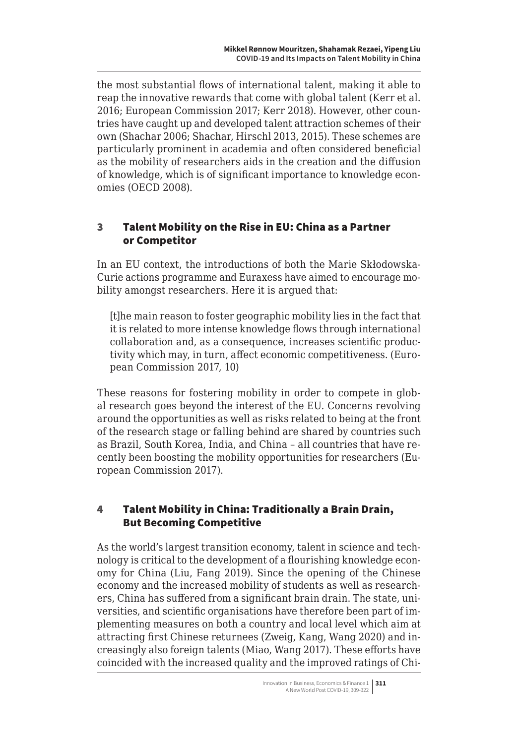the most substantial flows of international talent, making it able to reap the innovative rewards that come with global talent (Kerr et al. 2016; European Commission 2017; Kerr 2018). However, other countries have caught up and developed talent attraction schemes of their own (Shachar 2006; Shachar, Hirschl 2013, 2015). These schemes are particularly prominent in academia and often considered beneficial as the mobility of researchers aids in the creation and the diffusion of knowledge, which is of significant importance to knowledge economies (OECD 2008).

## 3 Talent Mobility on the Rise in EU: China as a Partner or Competitor

In an EU context, the introductions of both the Marie Skłodowska-Curie actions programme and Euraxess have aimed to encourage mobility amongst researchers. Here it is argued that:

> [t]he main reason to foster geographic mobility lies in the fact that it is related to more intense knowledge flows through international collaboration and, as a consequence, increases scientific productivity which may, in turn, affect economic competitiveness. (European Commission 2017, 10)

These reasons for fostering mobility in order to compete in global research goes beyond the interest of the EU. Concerns revolving around the opportunities as well as risks related to being at the front of the research stage or falling behind are shared by countries such as Brazil, South Korea, India, and China – all countries that have recently been boosting the mobility opportunities for researchers (European Commission 2017).

## 4 Talent Mobility in China: Traditionally a Brain Drain, But Becoming Competitive

As the world's largest transition economy, talent in science and technology is critical to the development of a flourishing knowledge economy for China (Liu, Fang 2019). Since the opening of the Chinese economy and the increased mobility of students as well as researchers, China has suffered from a significant brain drain. The state, universities, and scientific organisations have therefore been part of implementing measures on both a country and local level which aim at attracting first Chinese returnees (Zweig, Kang, Wang 2020) and increasingly also foreign talents (Miao, Wang 2017). These efforts have coincided with the increased quality and the improved ratings of Chi-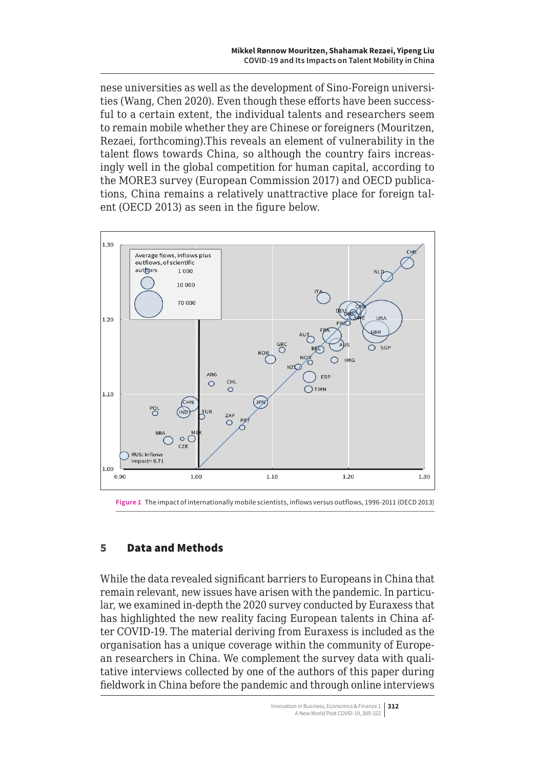nese universities as well as the development of Sino-Foreign universities (Wang, Chen 2020). Even though these efforts have been successful to a certain extent, the individual talents and researchers seem to remain mobile whether they are Chinese or foreigners (Mouritzen, Rezaei, forthcoming).This reveals an element of vulnerability in the talent flows towards China, so although the country fairs increasingly well in the global competition for human capital, according to the MORE3 survey (European Commission 2017) and OECD publications, China remains a relatively unattractive place for foreign talent (OECD 2013) as seen in the figure below.

**Figure 1** The impact of internationally mobile scientists, inflows versus outflows, 1996-2011 (OECD 2013)

## 5 Data and Methods

While the data revealed significant barriers to Europeans in China that remain relevant, new issues have arisen with the pandemic. In particular, we examined in-depth the 2020 survey conducted by Euraxess that has highlighted the new reality facing European talents in China after COVID-19. The material deriving from Euraxess is included as the organisation has a unique coverage within the community of European researchers in China. We complement the survey data with qualitative interviews collected by one of the authors of this paper during fieldwork in China before the pandemic and through online interviews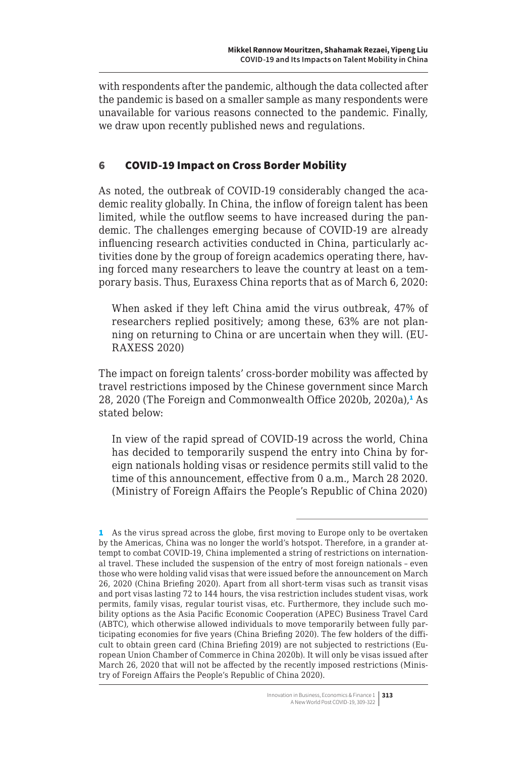with respondents after the pandemic, although the data collected after the pandemic is based on a smaller sample as many respondents were unavailable for various reasons connected to the pandemic. Finally, we draw upon recently published news and regulations.

## 6 COVID-19 Impact on Cross Border Mobility

As noted, the outbreak of COVID-19 considerably changed the academic reality globally. In China, the inflow of foreign talent has been limited, while the outflow seems to have increased during the pandemic. The challenges emerging because of COVID-19 are already influencing research activities conducted in China, particularly activities done by the group of foreign academics operating there, having forced many researchers to leave the country at least on a temporary basis. Thus, Euraxess China reports that as of March 6, 2020:

> When asked if they left China amid the virus outbreak, 47% of researchers replied positively; among these, 63% are not planning on returning to China or are uncertain when they will. (EURAXESS 2020)

The impact on foreign talents' cross-border mobility was affected by travel restrictions imposed by the Chinese government since March 28, 2020 (The Foreign and Commonwealth Office 2020b, 2020a),[1] As stated below:

> In view of the rapid spread of COVID-19 across the world, China has decided to temporarily suspend the entry into China by foreign nationals holding visas or residence permits still valid to the time of this announcement, effective from 0 a.m., March 28 2020. (Ministry of Foreign Affairs the People's Republic of China 2020)

---

[1] As the virus spread across the globe, first moving to Europe only to be overtaken by the Americas, China was no longer the world's hotspot. Therefore, in a grander attempt to combat COVID-19, China implemented a string of restrictions on international travel. These included the suspension of the entry of most foreign nationals – even those who were holding valid visas that were issued before the announcement on March 26, 2020 (China Briefing 2020). Apart from all short-term visas such as transit visas and port visas lasting 72 to 144 hours, the visa restriction includes student visas, work permits, family visas, regular tourist visas, etc. Furthermore, they include such mobility options as the Asia Pacific Economic Cooperation (APEC) Business Travel Card (ABTC), which otherwise allowed individuals to move temporarily between fully participating economies for five years (China Briefing 2020). The few holders of the difficult to obtain green card (China Briefing 2019) are not subjected to restrictions (European Union Chamber of Commerce in China 2020b). It will only be visas issued after March 26, 2020 that will not be affected by the recently imposed restrictions (Ministry of Foreign Affairs the People's Republic of China 2020).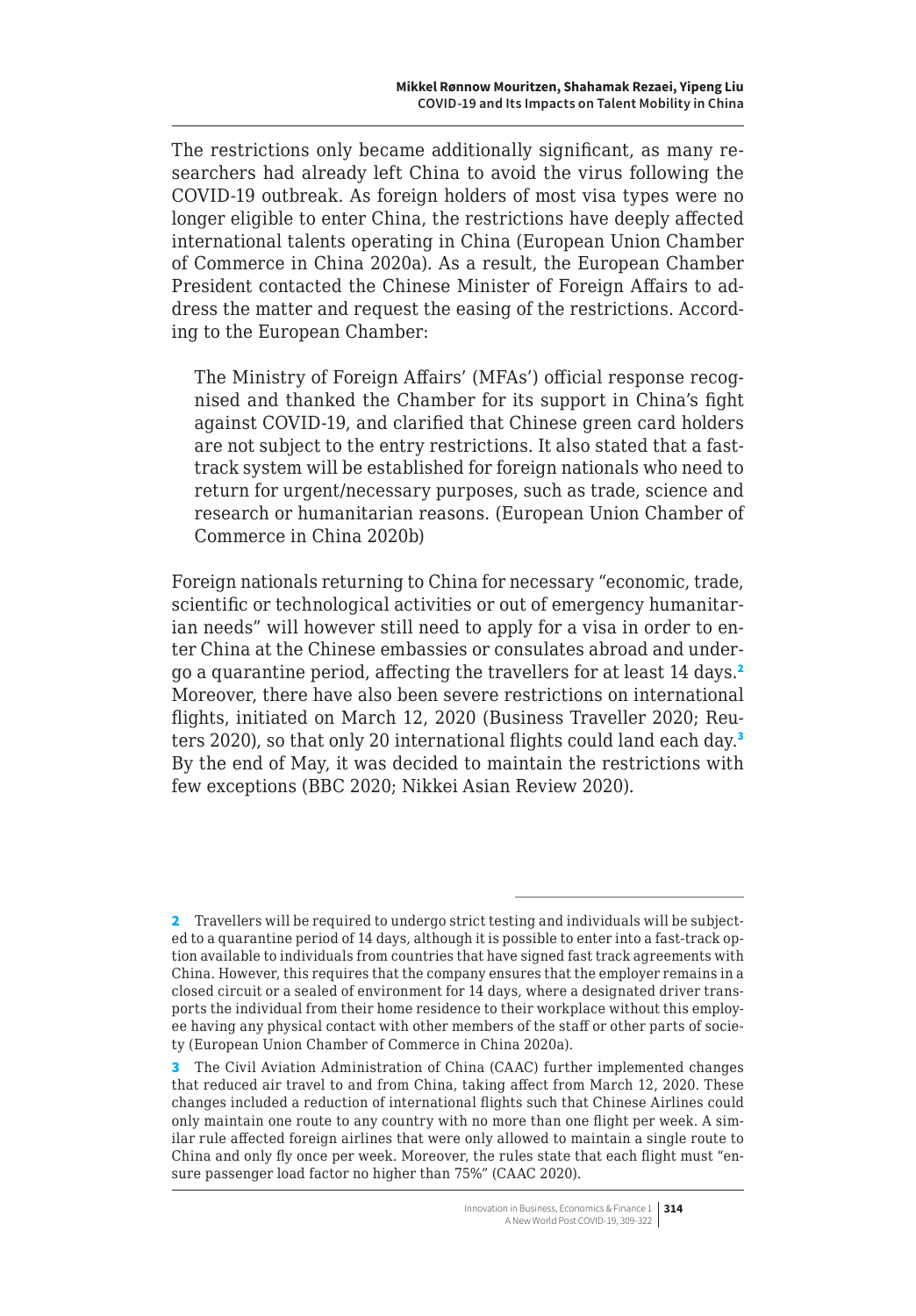The restrictions only became additionally significant, as many researchers had already left China to avoid the virus following the COVID-19 outbreak. As foreign holders of most visa types were no longer eligible to enter China, the restrictions have deeply affected international talents operating in China (European Union Chamber of Commerce in China 2020a). As a result, the European Chamber President contacted the Chinese Minister of Foreign Affairs to address the matter and request the easing of the restrictions. According to the European Chamber:

> The Ministry of Foreign Affairs' (MFAs') official response recognised and thanked the Chamber for its support in China's fight against COVID-19, and clarified that Chinese green card holders are not subject to the entry restrictions. It also stated that a fast-track system will be established for foreign nationals who need to return for urgent/necessary purposes, such as trade, science and research or humanitarian reasons. (European Union Chamber of Commerce in China 2020b)

Foreign nationals returning to China for necessary "economic, trade, scientific or technological activities or out of emergency humanitarian needs" will however still need to apply for a visa in order to enter China at the Chinese embassies or consulates abroad and undergo a quarantine period, affecting the travellers for at least 14 days.[2] Moreover, there have also been severe restrictions on international flights, initiated on March 12, 2020 (Business Traveller 2020; Reuters 2020), so that only 20 international flights could land each day.[3] By the end of May, it was decided to maintain the restrictions with few exceptions (BBC 2020; Nikkei Asian Review 2020).

---

[2] Travellers will be required to undergo strict testing and individuals will be subjected to a quarantine period of 14 days, although it is possible to enter into a fast-track option available to individuals from countries that have signed fast track agreements with China. However, this requires that the company ensures that the employer remains in a closed circuit or a sealed of environment for 14 days, where a designated driver transports the individual from their home residence to their workplace without this employee having any physical contact with other members of the staff or other parts of society (European Union Chamber of Commerce in China 2020a).

[3] The Civil Aviation Administration of China (CAAC) further implemented changes that reduced air travel to and from China, taking affect from March 12, 2020. These changes included a reduction of international flights such that Chinese Airlines could only maintain one route to any country with no more than one flight per week. A similar rule affected foreign airlines that were only allowed to maintain a single route to China and only fly once per week. Moreover, the rules state that each flight must "ensure passenger load factor no higher than 75%" (CAAC 2020).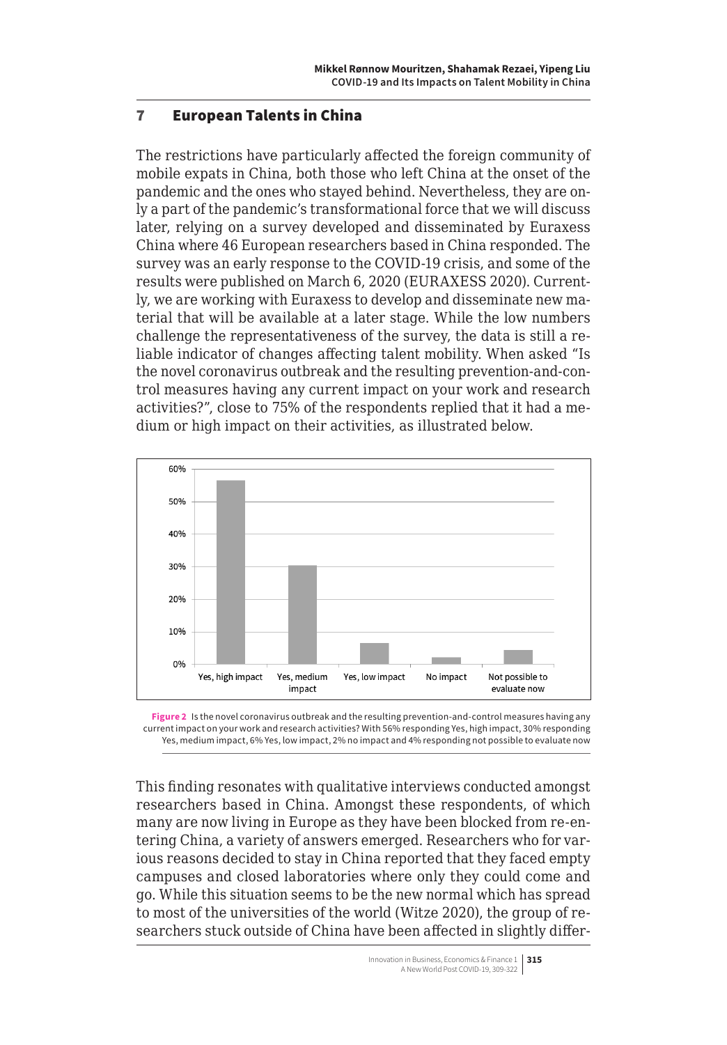## 7 European Talents in China

The restrictions have particularly affected the foreign community of mobile expats in China, both those who left China at the onset of the pandemic and the ones who stayed behind. Nevertheless, they are only a part of the pandemic's transformational force that we will discuss later, relying on a survey developed and disseminated by Euraxess China where 46 European researchers based in China responded. The survey was an early response to the COVID-19 crisis, and some of the results were published on March 6, 2020 (EURAXESS 2020). Currently, we are working with Euraxess to develop and disseminate new material that will be available at a later stage. While the low numbers challenge the representativeness of the survey, the data is still a reliable indicator of changes affecting talent mobility. When asked "Is the novel coronavirus outbreak and the resulting prevention-and-control measures having any current impact on your work and research activities?", close to 75% of the respondents replied that it had a medium or high impact on their activities, as illustrated below.

**Figure 2** Is the novel coronavirus outbreak and the resulting prevention-and-control measures having any current impact on your work and research activities? With 56% responding Yes, high impact, 30% responding Yes, medium impact, 6% Yes, low impact, 2% no impact and 4% responding not possible to evaluate now

This finding resonates with qualitative interviews conducted amongst researchers based in China. Amongst these respondents, of which many are now living in Europe as they have been blocked from re-entering China, a variety of answers emerged. Researchers who for various reasons decided to stay in China reported that they faced empty campuses and closed laboratories where only they could come and go. While this situation seems to be the new normal which has spread to most of the universities of the world (Witze 2020), the group of researchers stuck outside of China have been affected in slightly differ-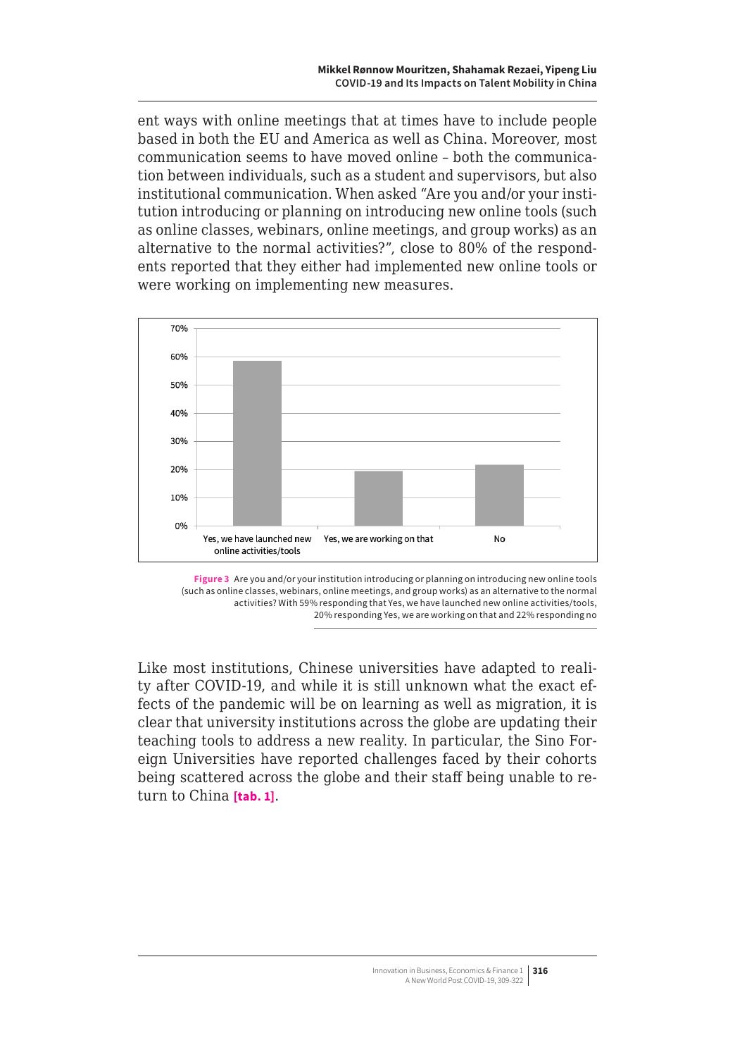ent ways with online meetings that at times have to include people based in both the EU and America as well as China. Moreover, most communication seems to have moved online – both the communication between individuals, such as a student and supervisors, but also institutional communication. When asked "Are you and/or your institution introducing or planning on introducing new online tools (such as online classes, webinars, online meetings, and group works) as an alternative to the normal activities?", close to 80% of the respondents reported that they either had implemented new online tools or were working on implementing new measures.

**Figure 3** Are you and/or your institution introducing or planning on introducing new online tools (such as online classes, webinars, online meetings, and group works) as an alternative to the normal activities? With 59% responding that Yes, we have launched new online activities/tools, 20% responding Yes, we are working on that and 22% responding no

Like most institutions, Chinese universities have adapted to reality after COVID-19, and while it is still unknown what the exact effects of the pandemic will be on learning as well as migration, it is clear that university institutions across the globe are updating their teaching tools to address a new reality. In particular, the Sino Foreign Universities have reported challenges faced by their cohorts being scattered across the globe and their staff being unable to return to China **[tab. 1]**.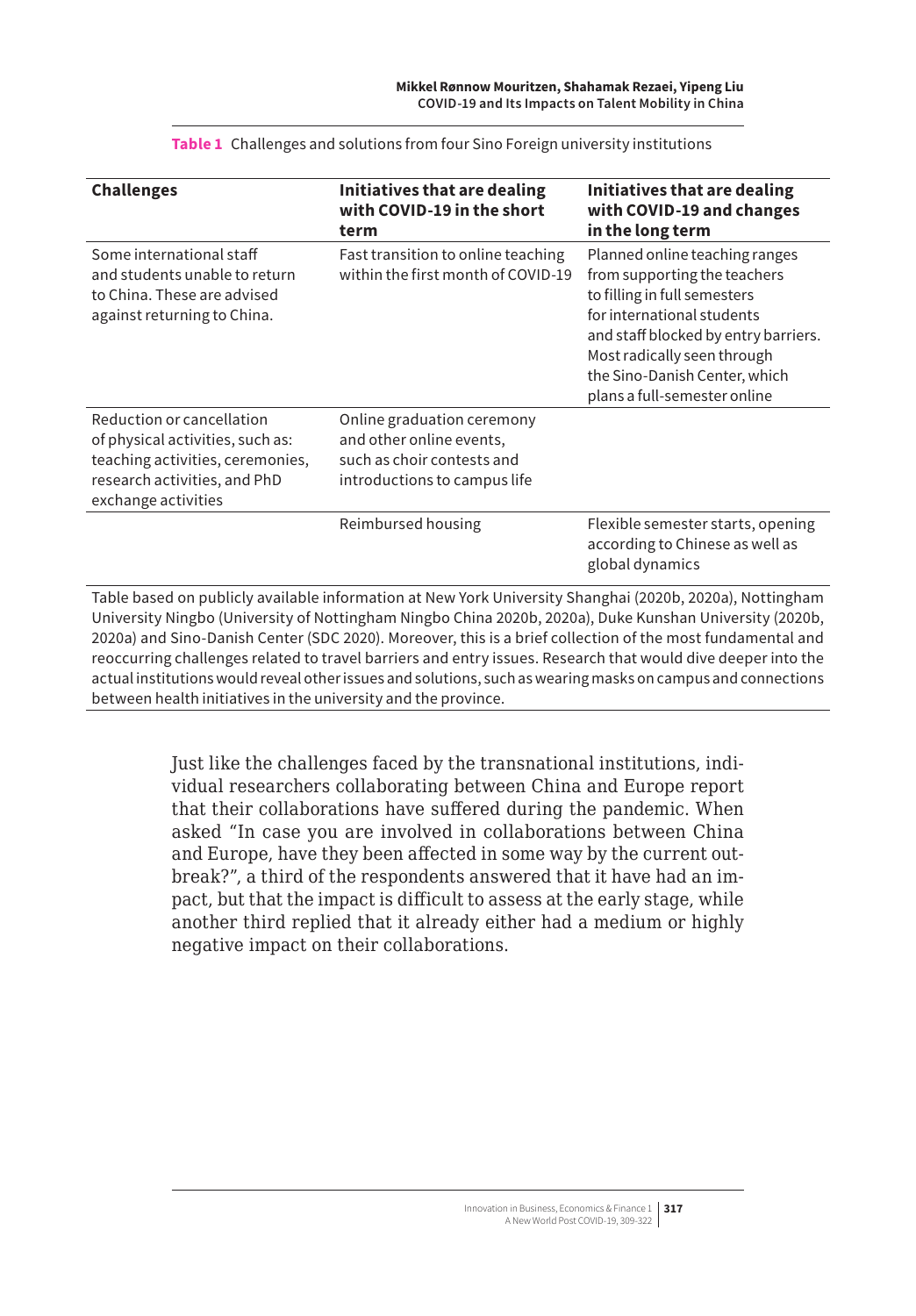**Table 1** Challenges and solutions from four Sino Foreign university institutions

| Challenges | Initiatives that are dealing with COVID-19 in the short term | Initiatives that are dealing with COVID-19 and changes in the long term |
|---|---|---|
| Some international staff and students unable to return to China. These are advised against returning to China. | Fast transition to online teaching within the first month of COVID-19 | Planned online teaching ranges from supporting the teachers to filling in full semesters for international students and staff blocked by entry barriers. Most radically seen through the Sino-Danish Center, which plans a full-semester online |
| Reduction or cancellation of physical activities, such as: teaching activities, ceremonies, research activities, and PhD exchange activities | Online graduation ceremony and other online events, such as choir contests and introductions to campus life | |
| | Reimbursed housing | Flexible semester starts, opening according to Chinese as well as global dynamics |

Table based on publicly available information at New York University Shanghai (2020b, 2020a), Nottingham University Ningbo (University of Nottingham Ningbo China 2020b, 2020a), Duke Kunshan University (2020b, 2020a) and Sino-Danish Center (SDC 2020). Moreover, this is a brief collection of the most fundamental and reoccurring challenges related to travel barriers and entry issues. Research that would dive deeper into the actual institutions would reveal other issues and solutions, such as wearing masks on campus and connections between health initiatives in the university and the province.

Just like the challenges faced by the transnational institutions, individual researchers collaborating between China and Europe report that their collaborations have suffered during the pandemic. When asked "In case you are involved in collaborations between China and Europe, have they been affected in some way by the current outbreak?", a third of the respondents answered that it have had an impact, but that the impact is difficult to assess at the early stage, while another third replied that it already either had a medium or highly negative impact on their collaborations.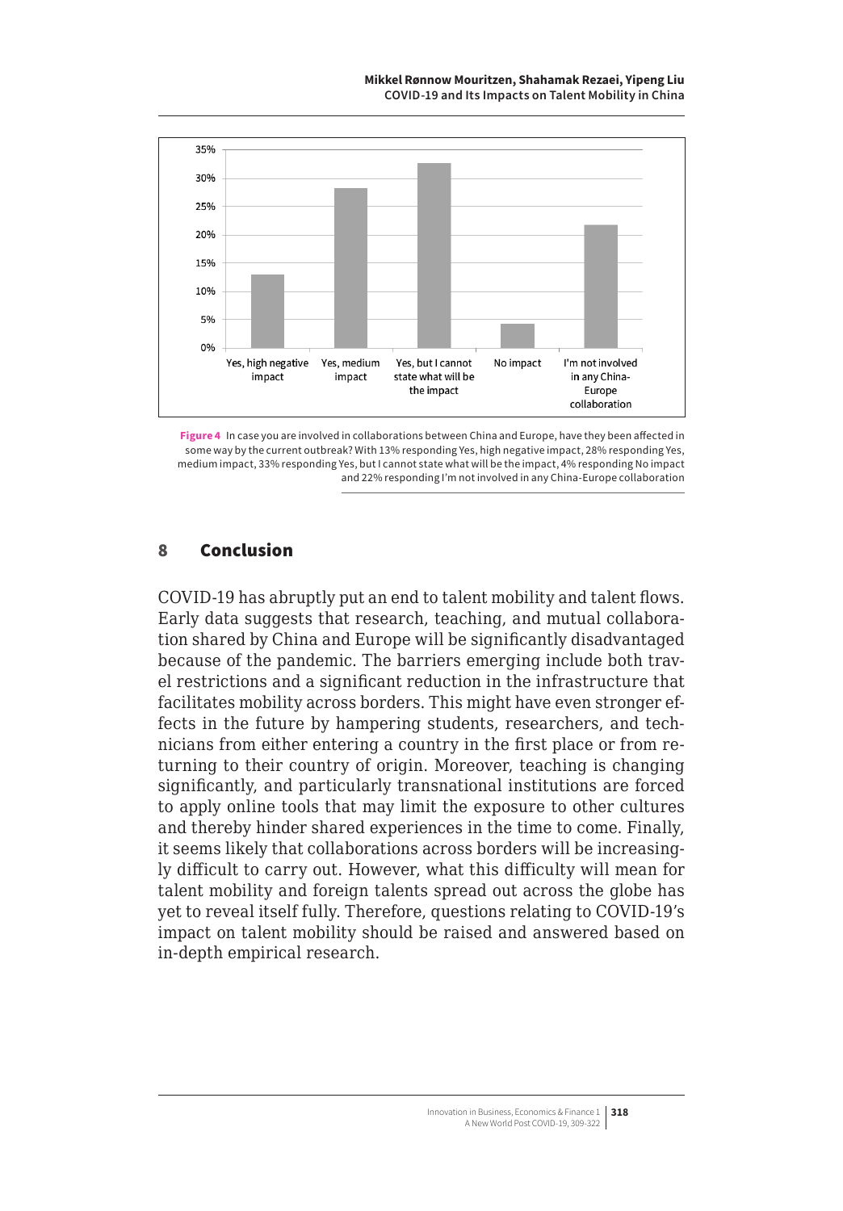**Figure 4** In case you are involved in collaborations between China and Europe, have they been affected in some way by the current outbreak? With 13% responding Yes, high negative impact, 28% responding Yes, medium impact, 33% responding Yes, but I cannot state what will be the impact, 4% responding No impact and 22% responding I'm not involved in any China-Europe collaboration

## 8 Conclusion

COVID-19 has abruptly put an end to talent mobility and talent flows. Early data suggests that research, teaching, and mutual collaboration shared by China and Europe will be significantly disadvantaged because of the pandemic. The barriers emerging include both travel restrictions and a significant reduction in the infrastructure that facilitates mobility across borders. This might have even stronger effects in the future by hampering students, researchers, and technicians from either entering a country in the first place or from returning to their country of origin. Moreover, teaching is changing significantly, and particularly transnational institutions are forced to apply online tools that may limit the exposure to other cultures and thereby hinder shared experiences in the time to come. Finally, it seems likely that collaborations across borders will be increasingly difficult to carry out. However, what this difficulty will mean for talent mobility and foreign talents spread out across the globe has yet to reveal itself fully. Therefore, questions relating to COVID-19's impact on talent mobility should be raised and answered based on in-depth empirical research.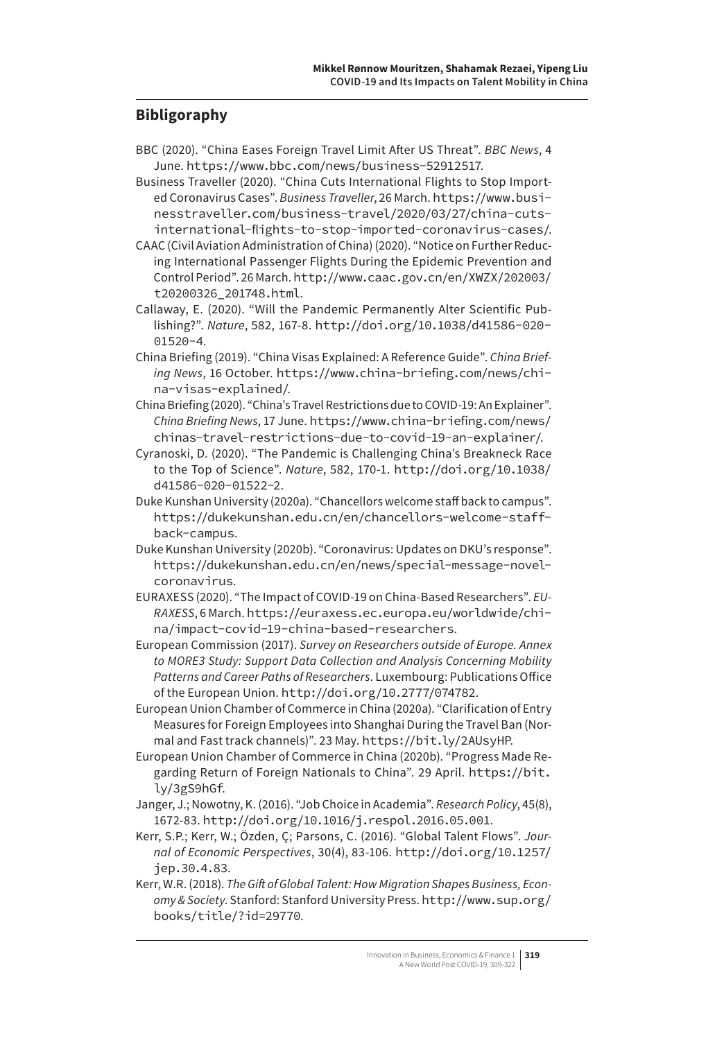## Bibligography

BBC (2020). "China Eases Foreign Travel Limit After US Threat". *BBC News*, 4 June. https://www.bbc.com/news/business-52912517.

Business Traveller (2020). "China Cuts International Flights to Stop Imported Coronavirus Cases". *Business Traveller*, 26 March. https://www.businesstraveller.com/business-travel/2020/03/27/china-cuts-international-flights-to-stop-imported-coronavirus-cases/.

CAAC (Civil Aviation Administration of China) (2020). "Notice on Further Reducing International Passenger Flights During the Epidemic Prevention and Control Period". 26 March. http://www.caac.gov.cn/en/XWZX/202003/t20200326_201748.html.

Callaway, E. (2020). "Will the Pandemic Permanently Alter Scientific Publishing?". *Nature*, 582, 167-8. http://doi.org/10.1038/d41586-020-01520-4.

China Briefing (2019). "China Visas Explained: A Reference Guide". *China Briefing News*, 16 October. https://www.china-briefing.com/news/china-visas-explained/.

China Briefing (2020). "China's Travel Restrictions due to COVID-19: An Explainer". *China Briefing News*, 17 June. https://www.china-briefing.com/news/chinas-travel-restrictions-due-to-covid-19-an-explainer/.

Cyranoski, D. (2020). "The Pandemic is Challenging China's Breakneck Race to the Top of Science". *Nature*, 582, 170-1. http://doi.org/10.1038/d41586-020-01522-2.

Duke Kunshan University (2020a). "Chancellors welcome staff back to campus". https://dukekunshan.edu.cn/en/chancellors-welcome-staff-back-campus.

Duke Kunshan University (2020b). "Coronavirus: Updates on DKU's response". https://dukekunshan.edu.cn/en/news/special-message-novel-coronavirus.

EURAXESS (2020). "The Impact of COVID-19 on China-Based Researchers". *EURAXESS*, 6 March. https://euraxess.ec.europa.eu/worldwide/china/impact-covid-19-china-based-researchers.

European Commission (2017). *Survey on Researchers outside of Europe. Annex to MORE3 Study: Support Data Collection and Analysis Concerning Mobility Patterns and Career Paths of Researchers*. Luxembourg: Publications Office of the European Union. http://doi.org/10.2777/074782.

European Union Chamber of Commerce in China (2020a). "Clarification of Entry Measures for Foreign Employees into Shanghai During the Travel Ban (Normal and Fast track channels)". 23 May. https://bit.ly/2AUsyHP.

European Union Chamber of Commerce in China (2020b). "Progress Made Regarding Return of Foreign Nationals to China". 29 April. https://bit.ly/3gS9hGf.

Janger, J.; Nowotny, K. (2016). "Job Choice in Academia". *Research Policy*, 45(8), 1672-83. http://doi.org/10.1016/j.respol.2016.05.001.

Kerr, S.P.; Kerr, W.; Özden, Ç; Parsons, C. (2016). "Global Talent Flows". *Journal of Economic Perspectives*, 30(4), 83-106. http://doi.org/10.1257/jep.30.4.83.

Kerr, W.R. (2018). *The Gift of Global Talent: How Migration Shapes Business, Economy & Society*. Stanford: Stanford University Press. http://www.sup.org/books/title/?id=29770.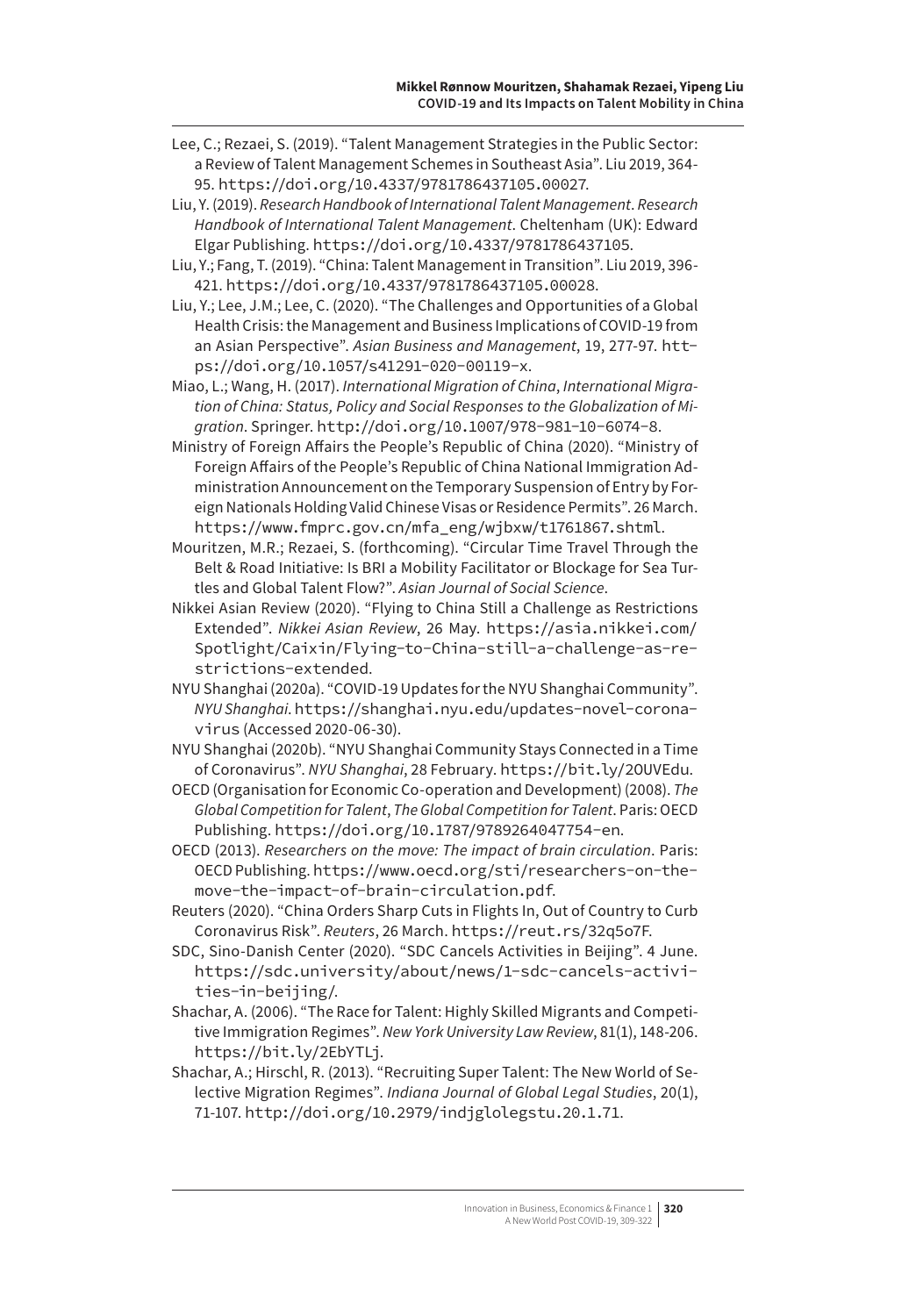Lee, C.; Rezaei, S. (2019). "Talent Management Strategies in the Public Sector: a Review of Talent Management Schemes in Southeast Asia". Liu 2019, 364-95. https://doi.org/10.4337/9781786437105.00027.

Liu, Y. (2019). *Research Handbook of International Talent Management*. *Research Handbook of International Talent Management*. Cheltenham (UK): Edward Elgar Publishing. https://doi.org/10.4337/9781786437105.

Liu, Y.; Fang, T. (2019). "China: Talent Management in Transition". Liu 2019, 396-421. https://doi.org/10.4337/9781786437105.00028.

Liu, Y.; Lee, J.M.; Lee, C. (2020). "The Challenges and Opportunities of a Global Health Crisis: the Management and Business Implications of COVID-19 from an Asian Perspective". *Asian Business and Management*, 19, 277-97. https://doi.org/10.1057/s41291-020-00119-x.

Miao, L.; Wang, H. (2017). *International Migration of China*, *International Migration of China: Status, Policy and Social Responses to the Globalization of Migration*. Springer. http://doi.org/10.1007/978-981-10-6074-8.

Ministry of Foreign Affairs the People's Republic of China (2020). "Ministry of Foreign Affairs of the People's Republic of China National Immigration Administration Announcement on the Temporary Suspension of Entry by Foreign Nationals Holding Valid Chinese Visas or Residence Permits". 26 March. https://www.fmprc.gov.cn/mfa_eng/wjbxw/t1761867.shtml.

Mouritzen, M.R.; Rezaei, S. (forthcoming). "Circular Time Travel Through the Belt & Road Initiative: Is BRI a Mobility Facilitator or Blockage for Sea Turtles and Global Talent Flow?". *Asian Journal of Social Science*.

Nikkei Asian Review (2020). "Flying to China Still a Challenge as Restrictions Extended". *Nikkei Asian Review*, 26 May. https://asia.nikkei.com/Spotlight/Caixin/Flying-to-China-still-a-challenge-as-restrictions-extended.

NYU Shanghai (2020a). "COVID-19 Updates for the NYU Shanghai Community". *NYU Shanghai*. https://shanghai.nyu.edu/updates-novel-coronavirus (Accessed 2020-06-30).

NYU Shanghai (2020b). "NYU Shanghai Community Stays Connected in a Time of Coronavirus". *NYU Shanghai*, 28 February. https://bit.ly/2OUVEdu.

OECD (Organisation for Economic Co-operation and Development) (2008). *The Global Competition for Talent*, *The Global Competition for Talent*. Paris: OECD Publishing. https://doi.org/10.1787/9789264047754-en.

OECD (2013). *Researchers on the move: The impact of brain circulation*. Paris: OECD Publishing. https://www.oecd.org/sti/researchers-on-the-move-the-impact-of-brain-circulation.pdf.

Reuters (2020). "China Orders Sharp Cuts in Flights In, Out of Country to Curb Coronavirus Risk". *Reuters*, 26 March. https://reut.rs/32q5o7F.

SDC, Sino-Danish Center (2020). "SDC Cancels Activities in Beijing". 4 June. https://sdc.university/about/news/1-sdc-cancels-activities-in-beijing/.

Shachar, A. (2006). "The Race for Talent: Highly Skilled Migrants and Competitive Immigration Regimes". *New York University Law Review*, 81(1), 148-206. https://bit.ly/2EbYTLj.

Shachar, A.; Hirschl, R. (2013). "Recruiting Super Talent: The New World of Selective Migration Regimes". *Indiana Journal of Global Legal Studies*, 20(1), 71-107. http://doi.org/10.2979/indjglolegstu.20.1.71.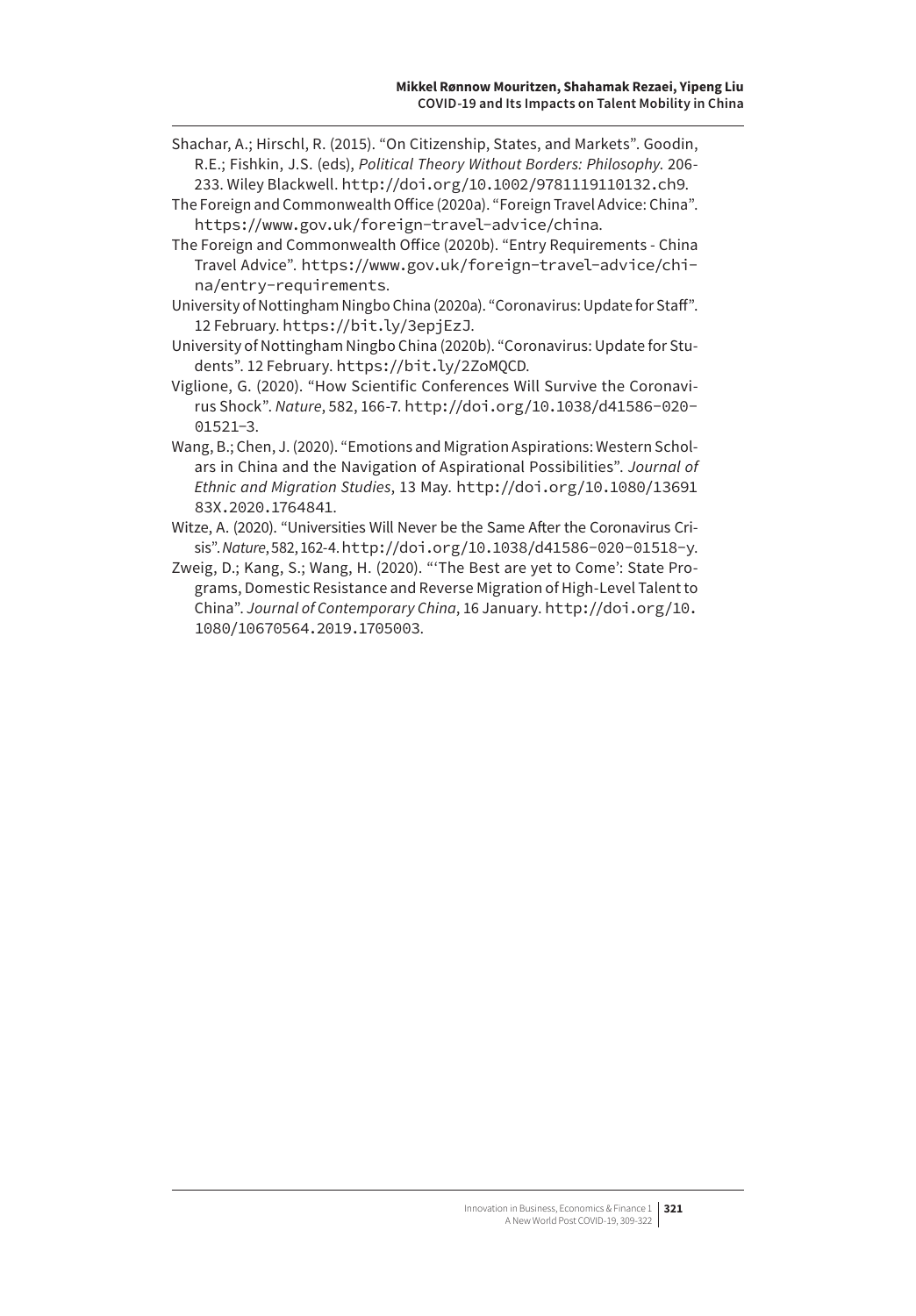Shachar, A.; Hirschl, R. (2015). "On Citizenship, States, and Markets". Goodin, R.E.; Fishkin, J.S. (eds), *Political Theory Without Borders: Philosophy*. 206-233. Wiley Blackwell. http://doi.org/10.1002/9781119110132.ch9.

The Foreign and Commonwealth Office (2020a). "Foreign Travel Advice: China". https://www.gov.uk/foreign-travel-advice/china.

The Foreign and Commonwealth Office (2020b). "Entry Requirements - China Travel Advice". https://www.gov.uk/foreign-travel-advice/china/entry-requirements.

University of Nottingham Ningbo China (2020a). "Coronavirus: Update for Staff". 12 February. https://bit.ly/3epjEzJ.

University of Nottingham Ningbo China (2020b). "Coronavirus: Update for Students". 12 February. https://bit.ly/2ZoMQCD.

Viglione, G. (2020). "How Scientific Conferences Will Survive the Coronavirus Shock". *Nature*, 582, 166-7. http://doi.org/10.1038/d41586-020-01521-3.

Wang, B.; Chen, J. (2020). "Emotions and Migration Aspirations: Western Scholars in China and the Navigation of Aspirational Possibilities". *Journal of Ethnic and Migration Studies*, 13 May. http://doi.org/10.1080/1369183X.2020.1764841.

Witze, A. (2020). "Universities Will Never be the Same After the Coronavirus Crisis". *Nature*, 582, 162-4. http://doi.org/10.1038/d41586-020-01518-y.

Zweig, D.; Kang, S.; Wang, H. (2020). "'The Best are yet to Come': State Programs, Domestic Resistance and Reverse Migration of High-Level Talent to China". *Journal of Contemporary China*, 16 January. http://doi.org/10.1080/10670564.2019.1705003.